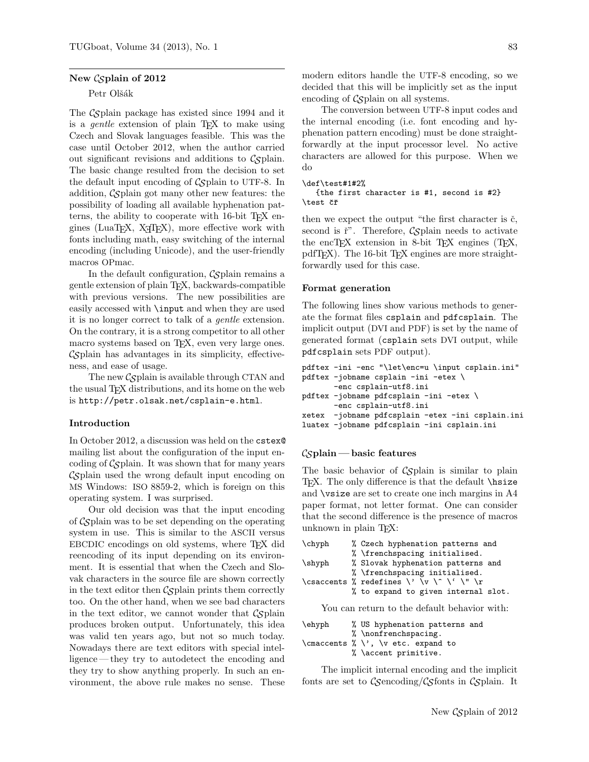## New CSplain of 2012

Petr Olšák

The CSplain package has existed since 1994 and it is a *gentle* extension of plain TeX to make using Czech and Slovak languages feasible. This was the case until October 2012, when the author carried out significant revisions and additions to CSplain. The basic change resulted from the decision to set the default input encoding of CSplain to UTF-8. In addition, CSplain got many other new features: the possibility of loading all available hyphenation patterns, the ability to cooperate with 16-bit TeX engines (LuaTeX, XeTeX), more effective work with fonts including math, easy switching of the internal encoding (including Unicode), and the user-friendly macros OPmac.

In the default configuration, CSplain remains a gentle extension of plain TeX, backwards-compatible with previous versions. The new possibilities are easily accessed with `\input` and when they are used it is no longer correct to talk of a *gentle* extension. On the contrary, it is a strong competitor to all other macro systems based on TeX, even very large ones. CSplain has advantages in its simplicity, effectiveness, and ease of usage.

The new CSplain is available through CTAN and the usual TeX distributions, and its home on the web is `http://petr.olsak.net/csplain-e.html`.

### Introduction

In October 2012, a discussion was held on the `cstex@` mailing list about the configuration of the input encoding of CSplain. It was shown that for many years CSplain used the wrong default input encoding on MS Windows: ISO 8859-2, which is foreign on this operating system. I was surprised.

Our old decision was that the input encoding of CSplain was to be set depending on the operating system in use. This is similar to the ASCII versus EBCDIC encodings on old systems, where TeX did reencoding of its input depending on its environment. It is essential that when the Czech and Slovak characters in the source file are shown correctly in the text editor then CSplain prints them correctly too. On the other hand, when we see bad characters in the text editor, we cannot wonder that CSplain produces broken output. Unfortunately, this idea was valid ten years ago, but not so much today. Nowadays there are text editors with special intelligence — they try to autodetect the encoding and they try to show anything properly. In such an environment, the above rule makes no sense. These modern editors handle the UTF-8 encoding, so we decided that this will be implicitly set as the input encoding of CSplain on all systems.

The conversion between UTF-8 input codes and the internal encoding (i.e. font encoding and hyphenation pattern encoding) must be done straightforwardly at the input processor level. No active characters are allowed for this purpose. When we do

```
\def\test#1#2%
   {the first character is #1, second is #2}
\test čř
```

then we expect the output “the first character is č, second is ř”. Therefore, CSplain needs to activate the encTeX extension in 8-bit TeX engines (TeX, pdfTeX). The 16-bit TeX engines are more straightforwardly used for this case.

### Format generation

The following lines show various methods to generate the format files `csplain` and `pdfcsplain`. The implicit output (DVI and PDF) is set by the name of generated format (`csplain` sets DVI output, while `pdfcsplain` sets PDF output).

```
pdftex -ini -enc "\let\enc=u \input csplain.ini"
pdftex -jobname csplain -ini -etex \
       -enc csplain-utf8.ini
pdftex -jobname pdfcsplain -ini -etex \
       -enc csplain-utf8.ini
xetex  -jobname pdfcsplain -etex -ini csplain.ini
luatex -jobname pdfcsplain -ini csplain.ini
```

### CSplain — basic features

The basic behavior of CSplain is similar to plain TeX. The only difference is that the default `\hsize` and `\vsize` are set to create one inch margins in A4 paper format, not letter format. One can consider that the second difference is the presence of macros unknown in plain TeX:

```
\chyph      % Czech hyphenation patterns and
            % \frenchspacing initialised.
\shyph      % Slovak hyphenation patterns and
            % \frenchspacing initialised.
\csaccents  % redefines \' \v \^ \` \" \r
            % to expand to given internal slot.
```

You can return to the default behavior with:

```
\ehyph      % US hyphenation patterns and
            % \nonfrenchspacing.
\cmaccents  % \', \v etc. expand to
            % \accent primitive.
```

The implicit internal encoding and the implicit fonts are set to CSencoding/CSfonts in CSplain. It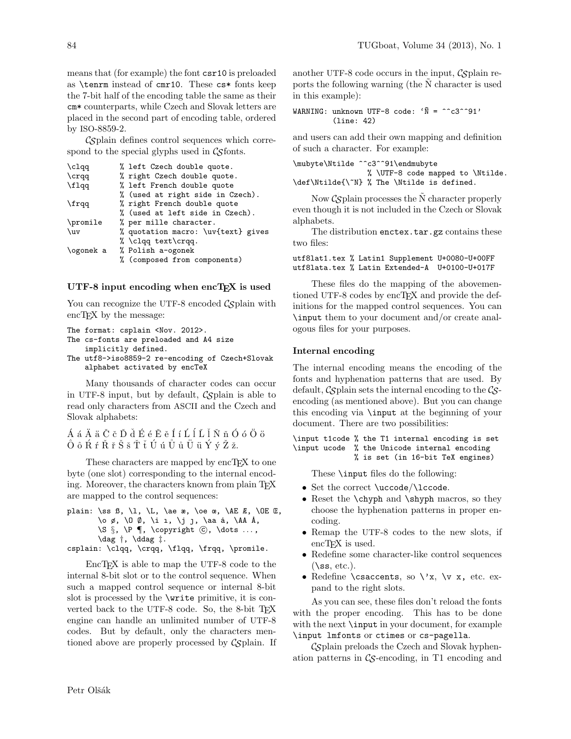means that (for example) the font csr10 is preloaded as `\tenrm` instead of cmr10. These cs* fonts keep the 7-bit half of the encoding table the same as their cm* counterparts, while Czech and Slovak letters are placed in the second part of encoding table, ordered by ISO-8859-2.

𝒞𝒮plain defines control sequences which correspond to the special glyphs used in 𝒞𝒮fonts.

```
\clqq      % left Czech double quote.
\crqq      % right Czech double quote.
\flqq      % left French double quote
           % (used at right side in Czech).
\frqq      % right French double quote
           % (used at left side in Czech).
\promile   % per mille character.
\uv        % quotation macro: \uv{text} gives
           % \clqq text\crqq.
\ogonek a  % Polish a-ogonek
           % (composed from components)
```

### UTF-8 input encoding when encTEX is used

You can recognize the UTF-8 encoded 𝒞𝒮plain with encTEX by the message:

```
The format: csplain <Nov. 2012>.
The cs-fonts are preloaded and A4 size
    implicitly defined.
The utf8->iso8859-2 re-encoding of Czech+Slovak
    alphabet activated by encTeX
```

Many thousands of character codes can occur in UTF-8 input, but by default, 𝒞𝒮plain is able to read only characters from ASCII and the Czech and Slovak alphabets:

Á á Ä ä Č č Ď ď É é Ě ě Í í Ĺ ĺ Ľ ľ Ň ň Ó ó Ö ö Ô ô Ŕ ŕ Ř ř Š š Ť ť Ú ú Ů ů Ü ü Ý ý Ž ž.

These characters are mapped by encTEX to one byte (one slot) corresponding to the internal encoding. Moreover, the characters known from plain TEX are mapped to the control sequences:

```
plain: \ss ß, \l, \L, \ae æ, \oe œ, \AE Æ, \OE Œ,
       \o ø, \O Ø, \i ı, \j ȷ, \aa å, \AA Å,
       \S §, \P ¶, \copyright ©, \dots ...,
       \dag †, \ddag ‡.
csplain: \clqq, \crqq, \flqq, \frqq, \promile.
```

EncTEX is able to map the UTF-8 code to the internal 8-bit slot or to the control sequence. When such a mapped control sequence or internal 8-bit slot is processed by the `\write` primitive, it is converted back to the UTF-8 code. So, the 8-bit TEX engine can handle an unlimited number of UTF-8 codes. But by default, only the characters mentioned above are properly processed by 𝒞𝒮plain. If another UTF-8 code occurs in the input, 𝒞𝒮plain reports the following warning (the Ñ character is used in this example):

```
WARNING: unknown UTF-8 code: 'Ñ = ^^c3^^91'
         (line: 42)
```

and users can add their own mapping and definition of such a character. For example:

```
\mubyte\Ntilde ^^c3^^91\endmubyte
                 % \UTF-8 code mapped to \Ntilde.
\def\Ntilde{\~N} % The \Ntilde is defined.
```

Now 𝒞𝒮plain processes the Ñ character properly even though it is not included in the Czech or Slovak alphabets.

The distribution enctex.tar.gz contains these two files:

```
utf8lat1.tex % Latin1 Supplement U+0080-U+00FF
utf8lata.tex % Latin Extended-A  U+0100-U+017F
```

These files do the mapping of the abovementioned UTF-8 codes by encTEX and provide the definitions for the mapped control sequences. You can `\input` them to your document and/or create analogous files for your purposes.

### Internal encoding

The internal encoding means the encoding of the fonts and hyphenation patterns that are used. By default, 𝒞𝒮plain sets the internal encoding to the 𝒞𝒮-encoding (as mentioned above). But you can change this encoding via `\input` at the beginning of your document. There are two possibilities:

```
\input t1code % the T1 internal encoding is set
\input ucode  % the Unicode internal encoding
              % is set (in 16-bit TeX engines)
```

These `\input` files do the following:

- Set the correct `\uccode`/`\lccode`.
- Reset the `\chyph` and `\shyph` macros, so they choose the hyphenation patterns in proper encoding.
- Remap the UTF-8 codes to the new slots, if encTEX is used.
- Redefine some character-like control sequences (`\ss`, etc.).
- Redefine `\csaccents`, so `\'x`, `\v x`, etc. expand to the right slots.

As you can see, these files don't reload the fonts with the proper encoding. This has to be done with the next `\input` in your document, for example `\input lmfonts` or ctimes or cs-pagella.

𝒞𝒮plain preloads the Czech and Slovak hyphenation patterns in 𝒞𝒮-encoding, in T1 encoding and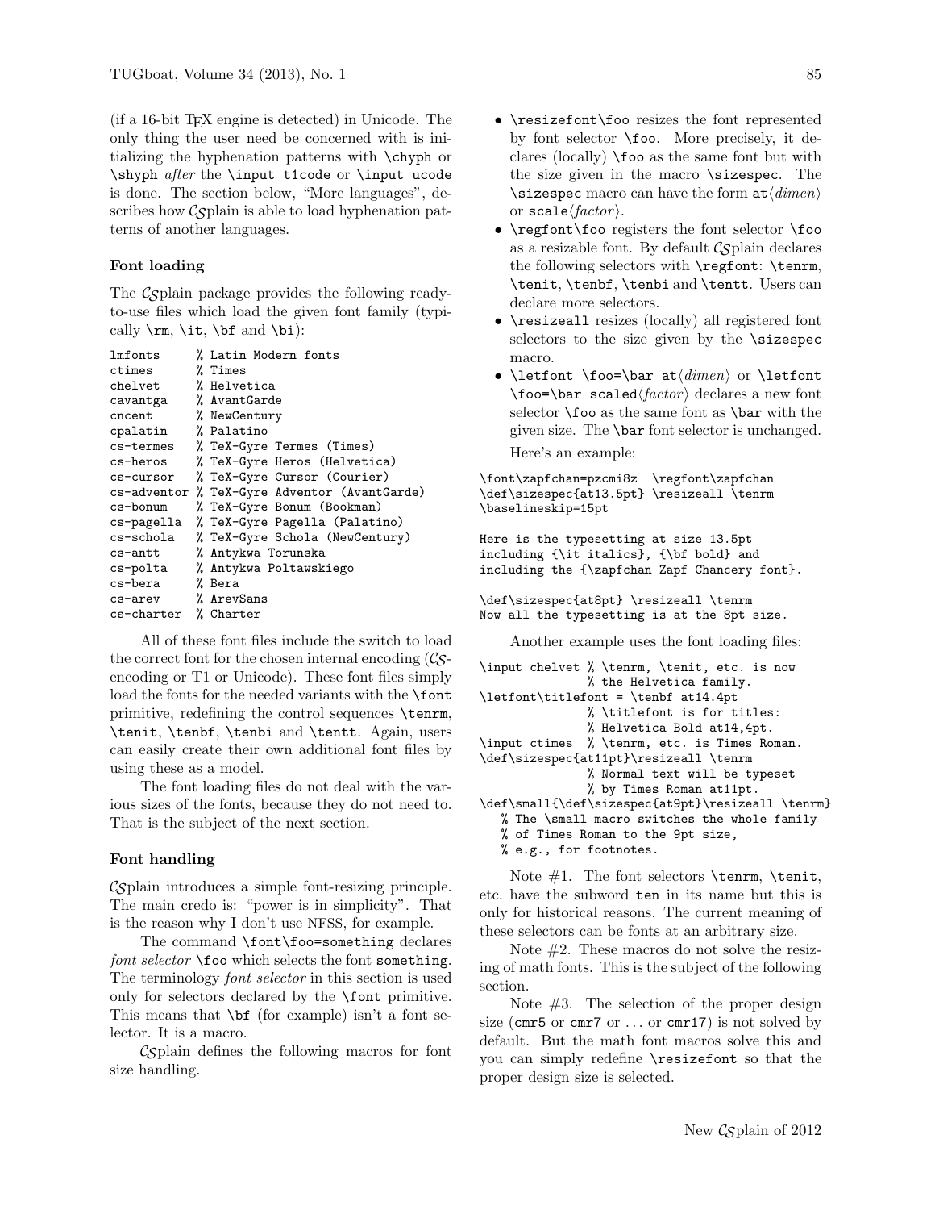(if a 16-bit TEX engine is detected) in Unicode. The only thing the user need be concerned with is initializing the hyphenation patterns with `\chyph` or `\shyph` *after* the `\input t1code` or `\input ucode` is done. The section below, "More languages", describes how CSplain is able to load hyphenation patterns of another languages.

### Font loading

The CSplain package provides the following ready-to-use files which load the given font family (typically `\rm`, `\it`, `\bf` and `\bi`):

```
lmfonts     % Latin Modern fonts
ctimes      % Times
chelvet     % Helvetica
cavantga    % AvantGarde
cncent      % NewCentury
cpalatin    % Palatino
cs-termes   % TeX-Gyre Termes (Times)
cs-heros    % TeX-Gyre Heros (Helvetica)
cs-cursor   % TeX-Gyre Cursor (Courier)
cs-adventor % TeX-Gyre Adventor (AvantGarde)
cs-bonum    % TeX-Gyre Bonum (Bookman)
cs-pagella  % TeX-Gyre Pagella (Palatino)
cs-schola   % TeX-Gyre Schola (NewCentury)
cs-antt     % Antykwa Torunska
cs-polta    % Antykwa Poltawskiego
cs-bera     % Bera
cs-arev     % ArevSans
cs-charter  % Charter
```

All of these font files include the switch to load the correct font for the chosen internal encoding (CS-encoding or T1 or Unicode). These font files simply load the fonts for the needed variants with the `\font` primitive, redefining the control sequences `\tenrm`, `\tenit`, `\tenbf`, `\tenbi` and `\tentt`. Again, users can easily create their own additional font files by using these as a model.

The font loading files do not deal with the various sizes of the fonts, because they do not need to. That is the subject of the next section.

### Font handling

CSplain introduces a simple font-resizing principle. The main credo is: "power is in simplicity". That is the reason why I don't use NFSS, for example.

The command `\font\foo=something` declares *font selector* `\foo` which selects the font `something`. The terminology *font selector* in this section is used only for selectors declared by the `\font` primitive. This means that `\bf` (for example) isn't a font selector. It is a macro.

CSplain defines the following macros for font size handling.

- `\resizefont\foo` resizes the font represented by font selector `\foo`. More precisely, it declares (locally) `\foo` as the same font but with the size given in the macro `\sizespec`. The `\sizespec` macro can have the form `at`⟨*dimen*⟩ or `scale`⟨*factor*⟩.
- `\regfont\foo` registers the font selector `\foo` as a resizable font. By default CSplain declares the following selectors with `\regfont`: `\tenrm`, `\tenit`, `\tenbf`, `\tenbi` and `\tentt`. Users can declare more selectors.
- `\resizeall` resizes (locally) all registered font selectors to the size given by the `\sizespec` macro.
- `\letfont \foo=\bar at`⟨*dimen*⟩ or `\letfont \foo=\bar scaled`⟨*factor*⟩ declares a new font selector `\foo` as the same font as `\bar` with the given size. The `\bar` font selector is unchanged.

Here's an example:

```
\font\zapfchan=pzcmi8z  \regfont\zapfchan
\def\sizespec{at13.5pt} \resizeall \tenrm
\baselineskip=15pt

Here is the typesetting at size 13.5pt
including {\it italics}, {\bf bold} and
including the {\zapfchan Zapf Chancery font}.

\def\sizespec{at8pt} \resizeall \tenrm
Now all the typesetting is at the 8pt size.
```

Another example uses the font loading files:

```
\input chelvet % \tenrm, \tenit, etc. is now
               % the Helvetica family.
\letfont\titlefont = \tenbf at14.4pt
               % \titlefont is for titles:
               % Helvetica Bold at14,4pt.
\input ctimes  % \tenrm, etc. is Times Roman.
\def\sizespec{at11pt}\resizeall \tenrm
               % Normal text will be typeset
               % by Times Roman at11pt.
\def\small{\def\sizespec{at9pt}\resizeall \tenrm}
   % The \small macro switches the whole family
   % of Times Roman to the 9pt size,
   % e.g., for footnotes.
```

Note #1. The font selectors `\tenrm`, `\tenit`, etc. have the subword `ten` in its name but this is only for historical reasons. The current meaning of these selectors can be fonts at an arbitrary size.

Note #2. These macros do not solve the resizing of math fonts. This is the subject of the following section.

Note #3. The selection of the proper design size (`cmr5` or `cmr7` or ... or `cmr17`) is not solved by default. But the math font macros solve this and you can simply redefine `\resizefont` so that the proper design size is selected.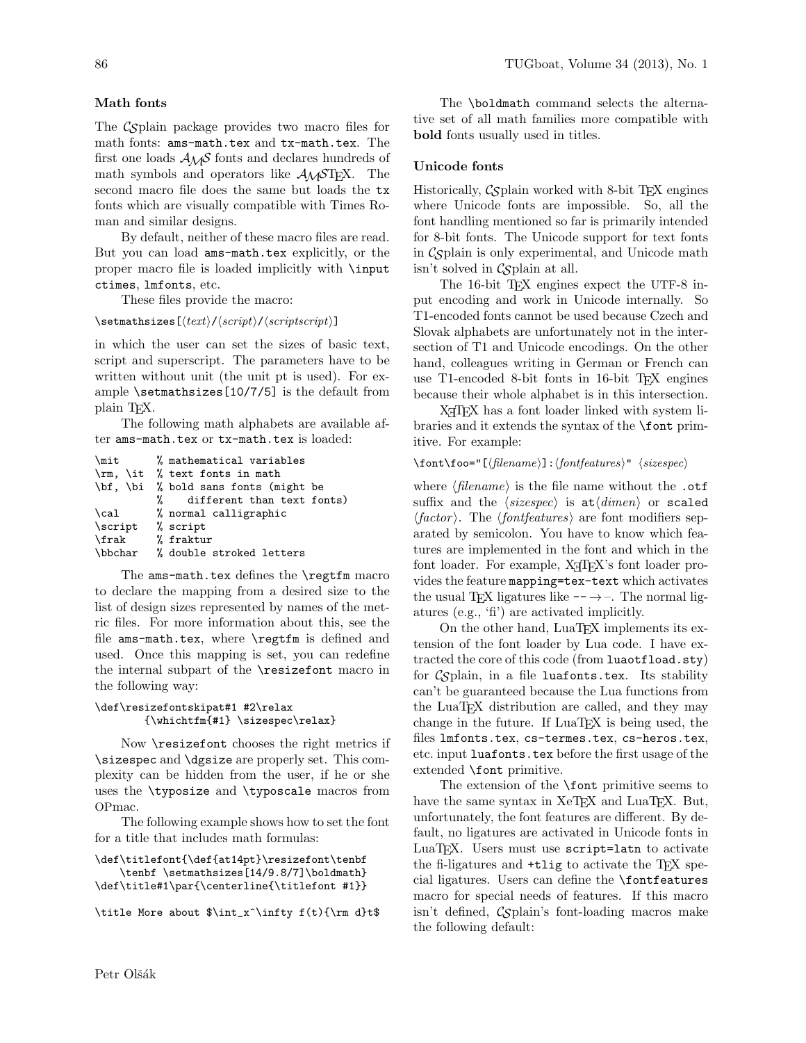### Math fonts

The CSplain package provides two macro files for math fonts: `ams-math.tex` and `tx-math.tex`. The first one loads AMS fonts and declares hundreds of math symbols and operators like AMSTeX. The second macro file does the same but loads the tx fonts which are visually compatible with Times Roman and similar designs.

By default, neither of these macro files are read. But you can load `ams-math.tex` explicitly, or the proper macro file is loaded implicitly with `\input ctimes`, `lmfonts`, etc.

These files provide the macro:

`\setmathsizes[⟨text⟩/⟨script⟩/⟨scriptscript⟩]`

in which the user can set the sizes of basic text, script and superscript. The parameters have to be written without unit (the unit pt is used). For example `\setmathsizes[10/7/5]` is the default from plain TeX.

The following math alphabets are available after `ams-math.tex` or `tx-math.tex` is loaded:

```
\mit      % mathematical variables
\rm, \it  % text fonts in math
\bf, \bi  % bold sans fonts (might be
          %    different than text fonts)
\cal      % normal calligraphic
\script   % script
\frak     % fraktur
\bbchar   % double stroked letters
```

The `ams-math.tex` defines the `\regtfm` macro to declare the mapping from a desired size to the list of design sizes represented by names of the metric files. For more information about this, see the file `ams-math.tex`, where `\regtfm` is defined and used. Once this mapping is set, you can redefine the internal subpart of the `\resizefont` macro in the following way:

```
\def\resizefontskipat#1 #2\relax
      {\whichtfm{#1} \sizespec\relax}
```

Now `\resizefont` chooses the right metrics if `\sizespec` and `\dgsize` are properly set. This complexity can be hidden from the user, if he or she uses the `\typosize` and `\typoscale` macros from OPmac.

The following example shows how to set the font for a title that includes math formulas:

```
\def\titlefont{\def{at14pt}\resizefont\tenbf
    \tenbf \setmathsizes[14/9.8/7]\boldmath}
\def\title#1\par{\centerline{\titlefont #1}}

\title More about $\int_x^\infty f(t){\rm d}t$
```

The `\boldmath` command selects the alternative set of all math families more compatible with **bold** fonts usually used in titles.

### Unicode fonts

Historically, CSplain worked with 8-bit TeX engines where Unicode fonts are impossible. So, all the font handling mentioned so far is primarily intended for 8-bit fonts. The Unicode support for text fonts in CSplain is only experimental, and Unicode math isn't solved in CSplain at all.

The 16-bit TeX engines expect the UTF-8 input encoding and work in Unicode internally. So T1-encoded fonts cannot be used because Czech and Slovak alphabets are unfortunately not in the intersection of T1 and Unicode encodings. On the other hand, colleagues writing in German or French can use T1-encoded 8-bit fonts in 16-bit TeX engines because their whole alphabet is in this intersection.

XeTeX has a font loader linked with system libraries and it extends the syntax of the `\font` primitive. For example:

`\font\foo="[⟨filename⟩]:⟨fontfeatures⟩" ⟨sizespec⟩`

where ⟨filename⟩ is the file name without the `.otf` suffix and the ⟨sizespec⟩ is `at`⟨dimen⟩ or `scaled` ⟨factor⟩. The ⟨fontfeatures⟩ are font modifiers separated by semicolon. You have to know which features are implemented in the font and which in the font loader. For example, XeTeX's font loader provides the feature `mapping=tex-text` which activates the usual TeX ligatures like `--` → –. The normal ligatures (e.g., 'fi') are activated implicitly.

On the other hand, LuaTeX implements its extension of the font loader by Lua code. I have extracted the core of this code (from `luaotfload.sty`) for CSplain, in a file `luafonts.tex`. Its stability can't be guaranteed because the Lua functions from the LuaTeX distribution are called, and they may change in the future. If LuaTeX is being used, the files `lmfonts.tex`, `cs-termes.tex`, `cs-heros.tex`, etc. input `luafonts.tex` before the first usage of the extended `\font` primitive.

The extension of the `\font` primitive seems to have the same syntax in XeTeX and LuaTeX. But, unfortunately, the font features are different. By default, no ligatures are activated in Unicode fonts in LuaTeX. Users must use `script=latn` to activate the fi-ligatures and `+tlig` to activate the TeX special ligatures. Users can define the `\fontfeatures` macro for special needs of features. If this macro isn't defined, CSplain's font-loading macros make the following default: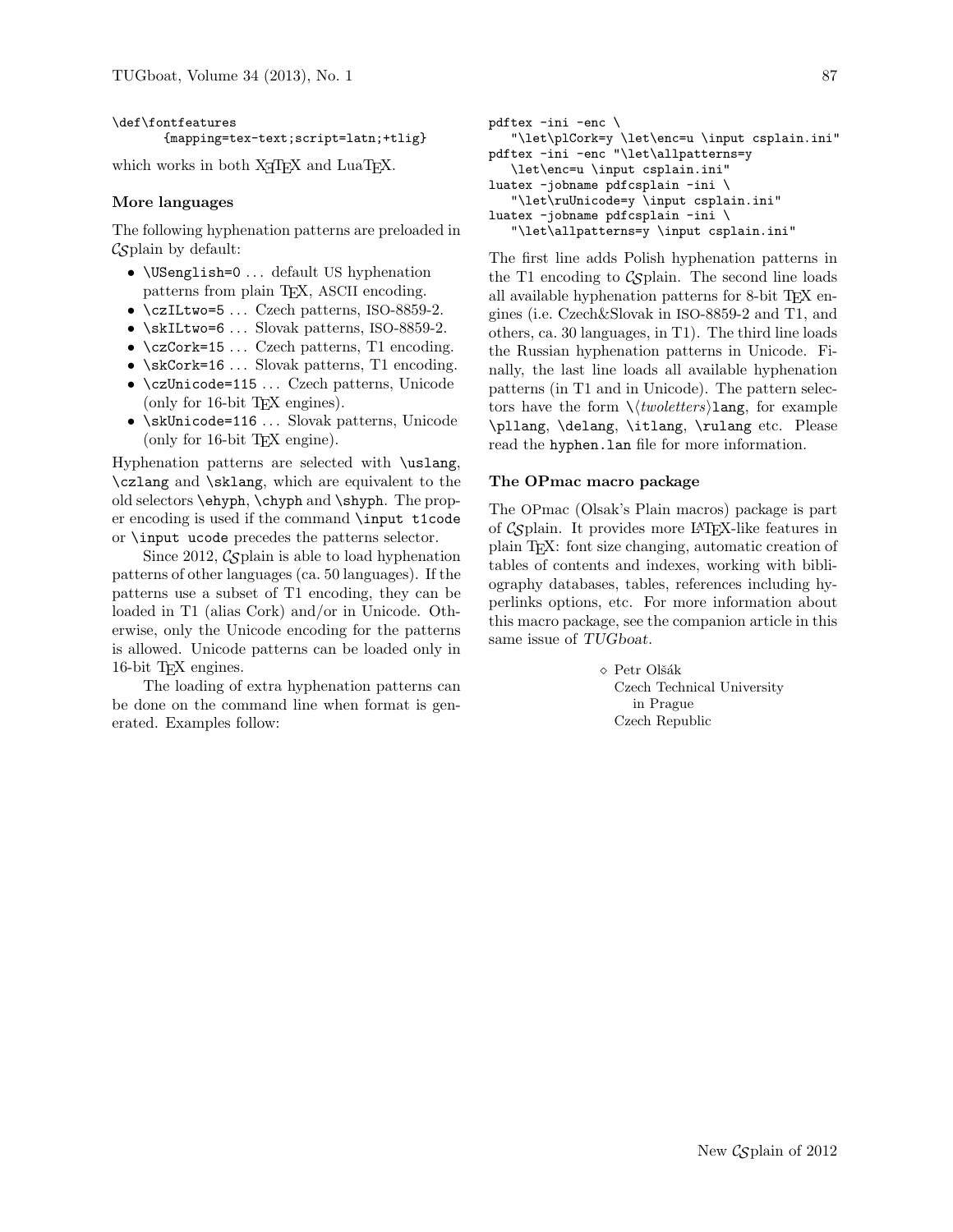```
\def\fontfeatures
       {mapping=tex-text;script=latn;+tlig}
```

which works in both XeTeX and LuaTeX.

### More languages

The following hyphenation patterns are preloaded in CSplain by default:

- `\USenglish=0` ... default US hyphenation patterns from plain TeX, ASCII encoding.
- `\czILtwo=5` ... Czech patterns, ISO-8859-2.
- `\skILtwo=6` ... Slovak patterns, ISO-8859-2.
- `\czCork=15` ... Czech patterns, T1 encoding.
- `\skCork=16` ... Slovak patterns, T1 encoding.
- `\czUnicode=115` ... Czech patterns, Unicode (only for 16-bit TeX engines).
- `\skUnicode=116` ... Slovak patterns, Unicode (only for 16-bit TeX engine).

Hyphenation patterns are selected with `\uslang`, `\czlang` and `\sklang`, which are equivalent to the old selectors `\ehyph`, `\chyph` and `\shyph`. The proper encoding is used if the command `\input t1code` or `\input ucode` precedes the patterns selector.

Since 2012, CSplain is able to load hyphenation patterns of other languages (ca. 50 languages). If the patterns use a subset of T1 encoding, they can be loaded in T1 (alias Cork) and/or in Unicode. Otherwise, only the Unicode encoding for the patterns is allowed. Unicode patterns can be loaded only in 16-bit TeX engines.

The loading of extra hyphenation patterns can be done on the command line when format is generated. Examples follow:

```
pdftex -ini -enc \
   "\let\plCork=y \let\enc=u \input csplain.ini"
pdftex -ini -enc "\let\allpatterns=y
   \let\enc=u \input csplain.ini"
luatex -jobname pdfcsplain -ini \
   "\let\ruUnicode=y \input csplain.ini"
luatex -jobname pdfcsplain -ini \
   "\let\allpatterns=y \input csplain.ini"
```

The first line adds Polish hyphenation patterns in the T1 encoding to CSplain. The second line loads all available hyphenation patterns for 8-bit TeX engines (i.e. Czech&Slovak in ISO-8859-2 and T1, and others, ca. 30 languages, in T1). The third line loads the Russian hyphenation patterns in Unicode. Finally, the last line loads all available hyphenation patterns (in T1 and in Unicode). The pattern selectors have the form `\`⟨*twoletters*⟩`lang`, for example `\pllang`, `\delang`, `\itlang`, `\rulang` etc. Please read the `hyphen.lan` file for more information.

### The OPmac macro package

The OPmac (Olsak's Plain macros) package is part of CSplain. It provides more LaTeX-like features in plain TeX: font size changing, automatic creation of tables of contents and indexes, working with bibliography databases, tables, references including hyperlinks options, etc. For more information about this macro package, see the companion article in this same issue of *TUGboat*.

◇ Petr Olšák
Czech Technical University in Prague
Czech Republic